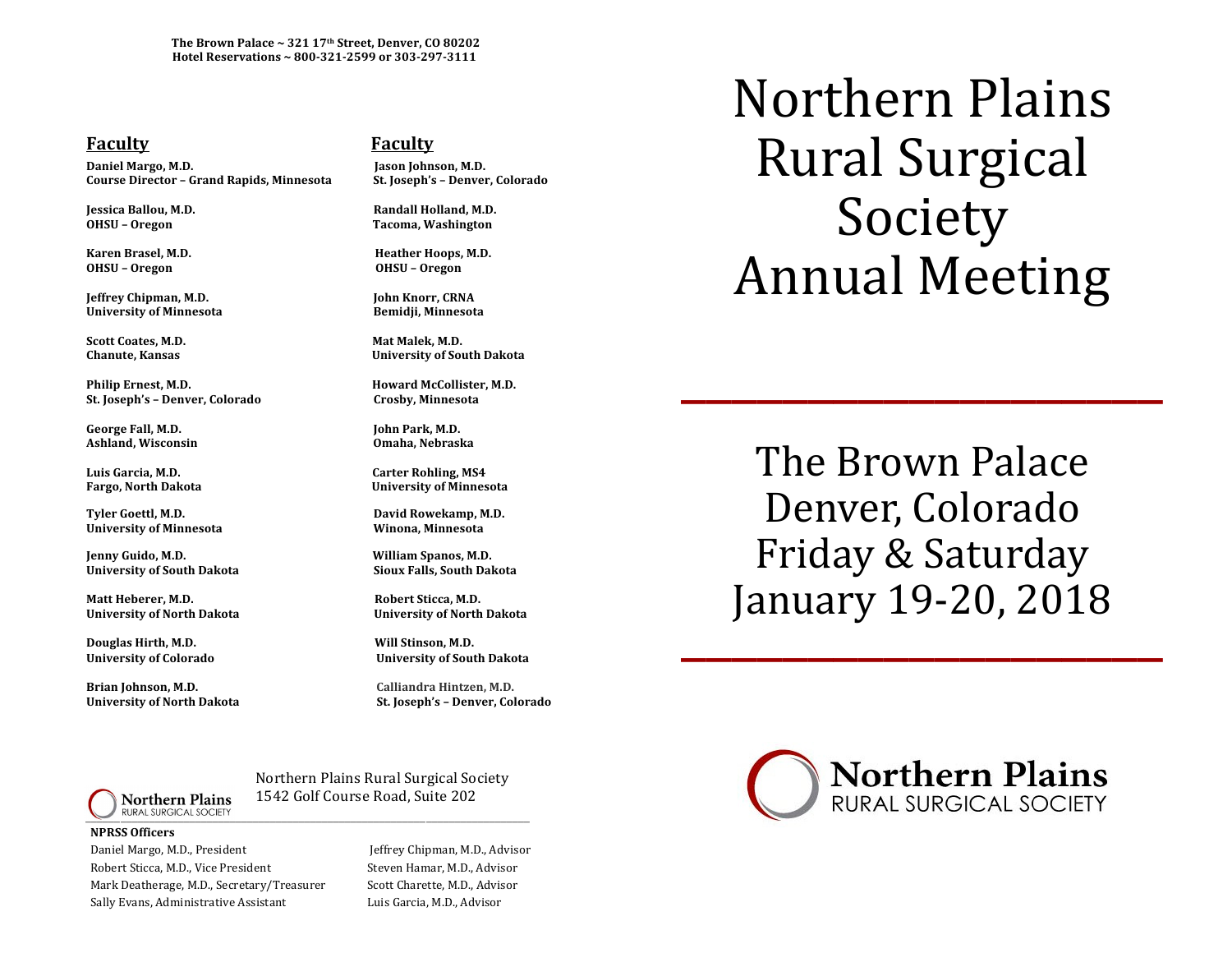**The Brown Palace ~ 321 17th Street, Denver, CO 80202**
**Hotel Reservations ~ 800-321-2599 or 303-297-3111**

## Faculty

**Daniel Margo, M.D.**
**Course Director – Grand Rapids, Minnesota**

**Jessica Ballou, M.D.**
**OHSU – Oregon**

**Karen Brasel, M.D.**
**OHSU – Oregon**

**Jeffrey Chipman, M.D.**
**University of Minnesota**

**Scott Coates, M.D.**
**Chanute, Kansas**

**Philip Ernest, M.D.**
**St. Joseph's – Denver, Colorado**

**George Fall, M.D.**
**Ashland, Wisconsin**

**Luis Garcia, M.D.**
**Fargo, North Dakota**

**Tyler Goettl, M.D.**
**University of Minnesota**

**Jenny Guido, M.D.**
**University of South Dakota**

**Matt Heberer, M.D.**
**University of North Dakota**

**Douglas Hirth, M.D.**
**University of Colorado**

**Brian Johnson, M.D.**
**University of North Dakota**

## Faculty

**Jason Johnson, M.D.**
**St. Joseph's – Denver, Colorado**

**Randall Holland, M.D.**
**Tacoma, Washington**

**Heather Hoops, M.D.**
**OHSU – Oregon**

**John Knorr, CRNA**
**Bemidji, Minnesota**

**Mat Malek, M.D.**
**University of South Dakota**

**Howard McCollister, M.D.**
**Crosby, Minnesota**

**John Park, M.D.**
**Omaha, Nebraska**

**Carter Rohling, MS4**
**University of Minnesota**

**David Rowekamp, M.D.**
**Winona, Minnesota**

**William Spanos, M.D.**
**Sioux Falls, South Dakota**

**Robert Sticca, M.D.**
**University of North Dakota**

**Will Stinson, M.D.**
**University of South Dakota**

**Calliandra Hintzen, M.D.**
**St. Joseph's – Denver, Colorado**

Northern Plains Rural Surgical Society
1542 Golf Course Road, Suite 202

**NPRSS Officers**

Daniel Margo, M.D., President
Robert Sticca, M.D., Vice President
Mark Deatherage, M.D., Secretary/Treasurer
Sally Evans, Administrative Assistant

Jeffrey Chipman, M.D., Advisor
Steven Hamar, M.D., Advisor
Scott Charette, M.D., Advisor
Luis Garcia, M.D., Advisor

# Northern Plains Rural Surgical Society Annual Meeting

## The Brown Palace
## Denver, Colorado
## Friday & Saturday
## January 19-20, 2018

Northern Plains
RURAL SURGICAL SOCIETY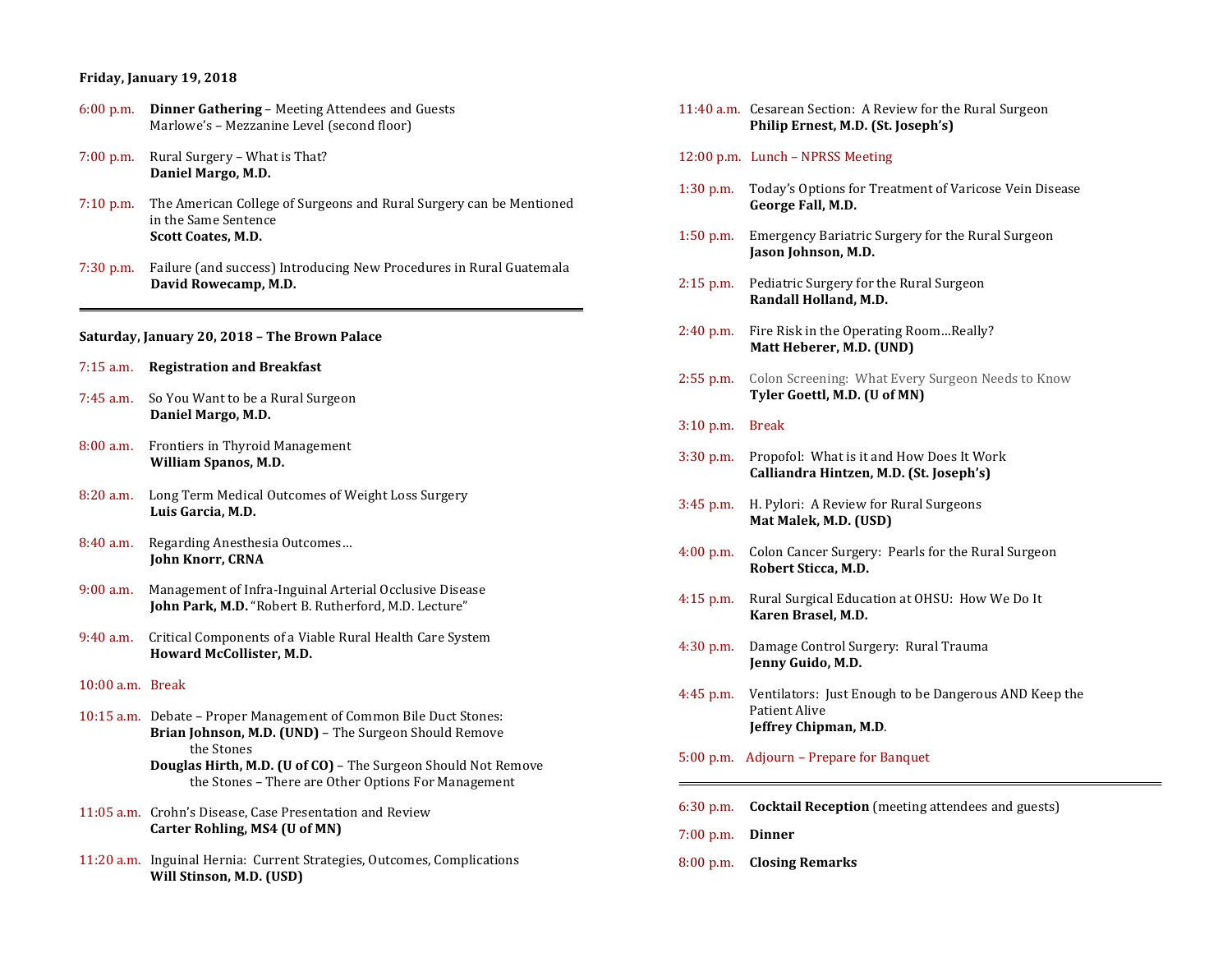**Friday, January 19, 2018**

6:00 p.m. **Dinner Gathering** – Meeting Attendees and Guests
Marlowe's – Mezzanine Level (second floor)

7:00 p.m. Rural Surgery – What is That?
**Daniel Margo, M.D.**

7:10 p.m. The American College of Surgeons and Rural Surgery can be Mentioned in the Same Sentence
**Scott Coates, M.D.**

7:30 p.m. Failure (and success) Introducing New Procedures in Rural Guatemala
**David Rowecamp, M.D.**

---

**Saturday, January 20, 2018 – The Brown Palace**

7:15 a.m. **Registration and Breakfast**

7:45 a.m. So You Want to be a Rural Surgeon
**Daniel Margo, M.D.**

8:00 a.m. Frontiers in Thyroid Management
**William Spanos, M.D.**

8:20 a.m. Long Term Medical Outcomes of Weight Loss Surgery
**Luis Garcia, M.D.**

8:40 a.m. Regarding Anesthesia Outcomes…
**John Knorr, CRNA**

9:00 a.m. Management of Infra-Inguinal Arterial Occlusive Disease
**John Park, M.D.** "Robert B. Rutherford, M.D. Lecture"

9:40 a.m. Critical Components of a Viable Rural Health Care System
**Howard McCollister, M.D.**

10:00 a.m. Break

10:15 a.m. Debate – Proper Management of Common Bile Duct Stones:
**Brian Johnson, M.D. (UND)** – The Surgeon Should Remove the Stones
**Douglas Hirth, M.D. (U of CO)** – The Surgeon Should Not Remove the Stones – There are Other Options For Management

11:05 a.m. Crohn's Disease, Case Presentation and Review
**Carter Rohling, MS4 (U of MN)**

11:20 a.m. Inguinal Hernia: Current Strategies, Outcomes, Complications
**Will Stinson, M.D. (USD)**

11:40 a.m. Cesarean Section: A Review for the Rural Surgeon
**Philip Ernest, M.D. (St. Joseph's)**

12:00 p.m. Lunch – NPRSS Meeting

1:30 p.m. Today's Options for Treatment of Varicose Vein Disease
**George Fall, M.D.**

1:50 p.m. Emergency Bariatric Surgery for the Rural Surgeon
**Jason Johnson, M.D.**

2:15 p.m. Pediatric Surgery for the Rural Surgeon
**Randall Holland, M.D.**

2:40 p.m. Fire Risk in the Operating Room…Really?
**Matt Heberer, M.D. (UND)**

2:55 p.m. Colon Screening: What Every Surgeon Needs to Know
**Tyler Goettl, M.D. (U of MN)**

3:10 p.m. Break

3:30 p.m. Propofol: What is it and How Does It Work
**Calliandra Hintzen, M.D. (St. Joseph's)**

3:45 p.m. H. Pylori: A Review for Rural Surgeons
**Mat Malek, M.D. (USD)**

4:00 p.m. Colon Cancer Surgery: Pearls for the Rural Surgeon
**Robert Sticca, M.D.**

4:15 p.m. Rural Surgical Education at OHSU: How We Do It
**Karen Brasel, M.D.**

4:30 p.m. Damage Control Surgery: Rural Trauma
**Jenny Guido, M.D.**

4:45 p.m. Ventilators: Just Enough to be Dangerous AND Keep the Patient Alive
**Jeffrey Chipman, M.D**.

5:00 p.m. Adjourn – Prepare for Banquet

---

6:30 p.m. **Cocktail Reception** (meeting attendees and guests)

7:00 p.m. **Dinner**

8:00 p.m. **Closing Remarks**